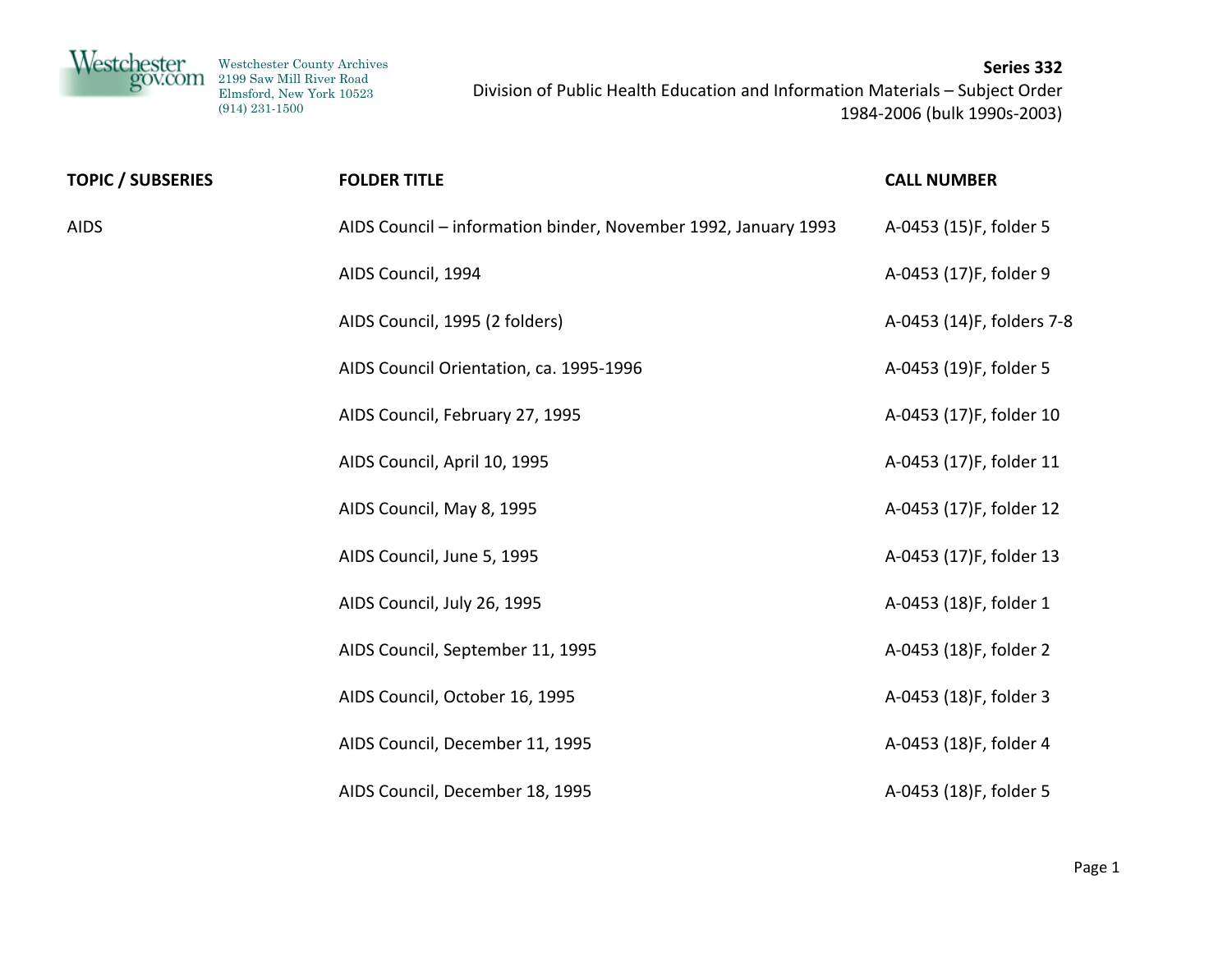Westchester County Archives
2199 Saw Mill River Road
Elmsford, New York 10523
(914) 231-1500

**Series 332**
Division of Public Health Education and Information Materials – Subject Order
1984-2006 (bulk 1990s-2003)

| TOPIC / SUBSERIES | FOLDER TITLE | CALL NUMBER |
|---|---|---|
| AIDS | AIDS Council – information binder, November 1992, January 1993 | A-0453 (15)F, folder 5 |
| | AIDS Council, 1994 | A-0453 (17)F, folder 9 |
| | AIDS Council, 1995 (2 folders) | A-0453 (14)F, folders 7-8 |
| | AIDS Council Orientation, ca. 1995-1996 | A-0453 (19)F, folder 5 |
| | AIDS Council, February 27, 1995 | A-0453 (17)F, folder 10 |
| | AIDS Council, April 10, 1995 | A-0453 (17)F, folder 11 |
| | AIDS Council, May 8, 1995 | A-0453 (17)F, folder 12 |
| | AIDS Council, June 5, 1995 | A-0453 (17)F, folder 13 |
| | AIDS Council, July 26, 1995 | A-0453 (18)F, folder 1 |
| | AIDS Council, September 11, 1995 | A-0453 (18)F, folder 2 |
| | AIDS Council, October 16, 1995 | A-0453 (18)F, folder 3 |
| | AIDS Council, December 11, 1995 | A-0453 (18)F, folder 4 |
| | AIDS Council, December 18, 1995 | A-0453 (18)F, folder 5 |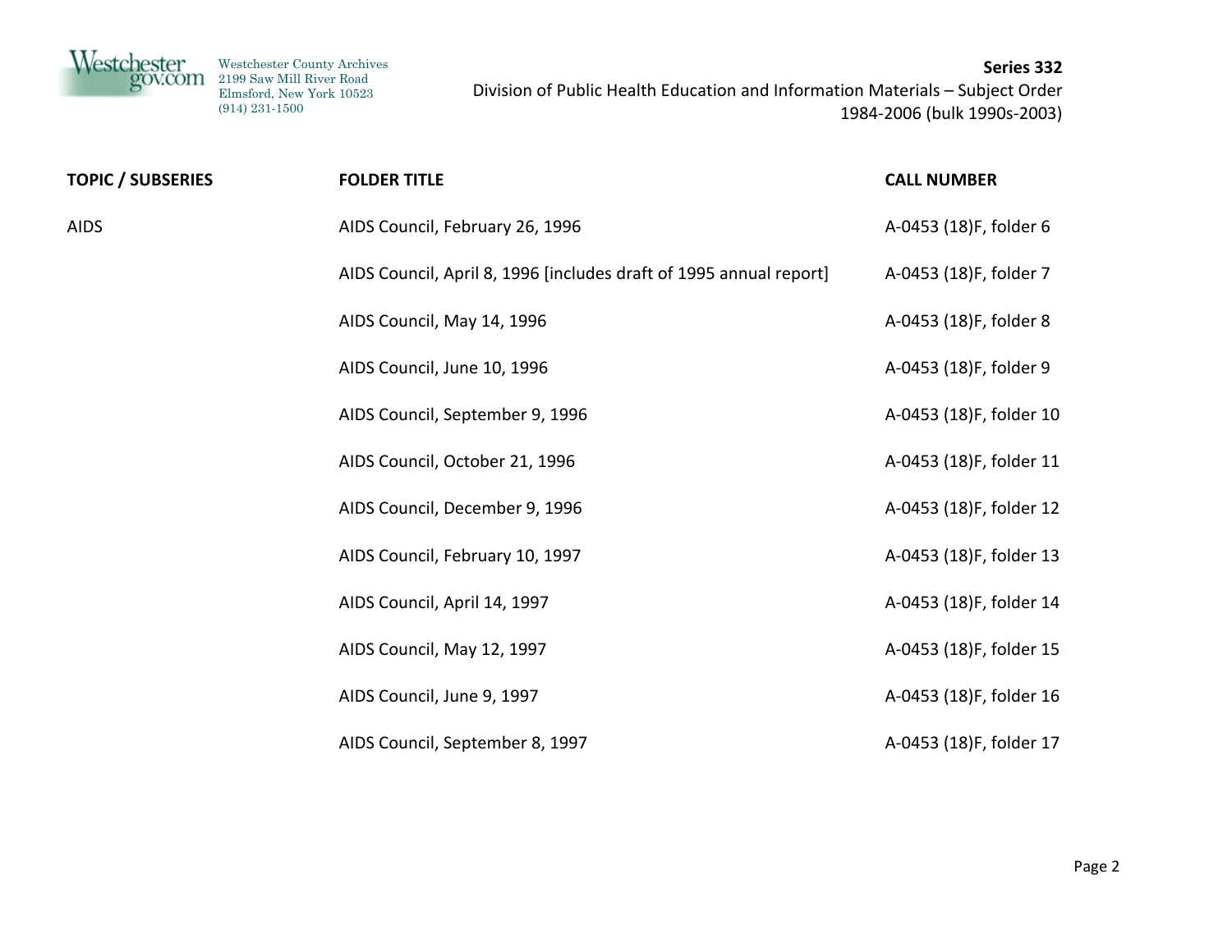| TOPIC / SUBSERIES | FOLDER TITLE | CALL NUMBER |
|---|---|---|
| AIDS | AIDS Council, February 26, 1996 | A-0453 (18)F, folder 6 |
| | AIDS Council, April 8, 1996 [includes draft of 1995 annual report] | A-0453 (18)F, folder 7 |
| | AIDS Council, May 14, 1996 | A-0453 (18)F, folder 8 |
| | AIDS Council, June 10, 1996 | A-0453 (18)F, folder 9 |
| | AIDS Council, September 9, 1996 | A-0453 (18)F, folder 10 |
| | AIDS Council, October 21, 1996 | A-0453 (18)F, folder 11 |
| | AIDS Council, December 9, 1996 | A-0453 (18)F, folder 12 |
| | AIDS Council, February 10, 1997 | A-0453 (18)F, folder 13 |
| | AIDS Council, April 14, 1997 | A-0453 (18)F, folder 14 |
| | AIDS Council, May 12, 1997 | A-0453 (18)F, folder 15 |
| | AIDS Council, June 9, 1997 | A-0453 (18)F, folder 16 |
| | AIDS Council, September 8, 1997 | A-0453 (18)F, folder 17 |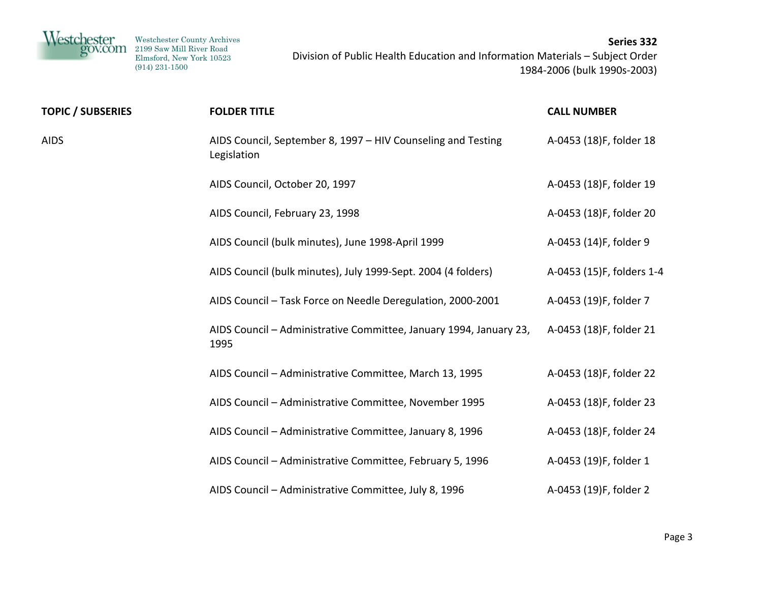| TOPIC / SUBSERIES | FOLDER TITLE | CALL NUMBER |
|---|---|---|
| AIDS | AIDS Council, September 8, 1997 – HIV Counseling and Testing Legislation | A-0453 (18)F, folder 18 |
| | AIDS Council, October 20, 1997 | A-0453 (18)F, folder 19 |
| | AIDS Council, February 23, 1998 | A-0453 (18)F, folder 20 |
| | AIDS Council (bulk minutes), June 1998-April 1999 | A-0453 (14)F, folder 9 |
| | AIDS Council (bulk minutes), July 1999-Sept. 2004 (4 folders) | A-0453 (15)F, folders 1-4 |
| | AIDS Council – Task Force on Needle Deregulation, 2000-2001 | A-0453 (19)F, folder 7 |
| | AIDS Council – Administrative Committee, January 1994, January 23, 1995 | A-0453 (18)F, folder 21 |
| | AIDS Council – Administrative Committee, March 13, 1995 | A-0453 (18)F, folder 22 |
| | AIDS Council – Administrative Committee, November 1995 | A-0453 (18)F, folder 23 |
| | AIDS Council – Administrative Committee, January 8, 1996 | A-0453 (18)F, folder 24 |
| | AIDS Council – Administrative Committee, February 5, 1996 | A-0453 (19)F, folder 1 |
| | AIDS Council – Administrative Committee, July 8, 1996 | A-0453 (19)F, folder 2 |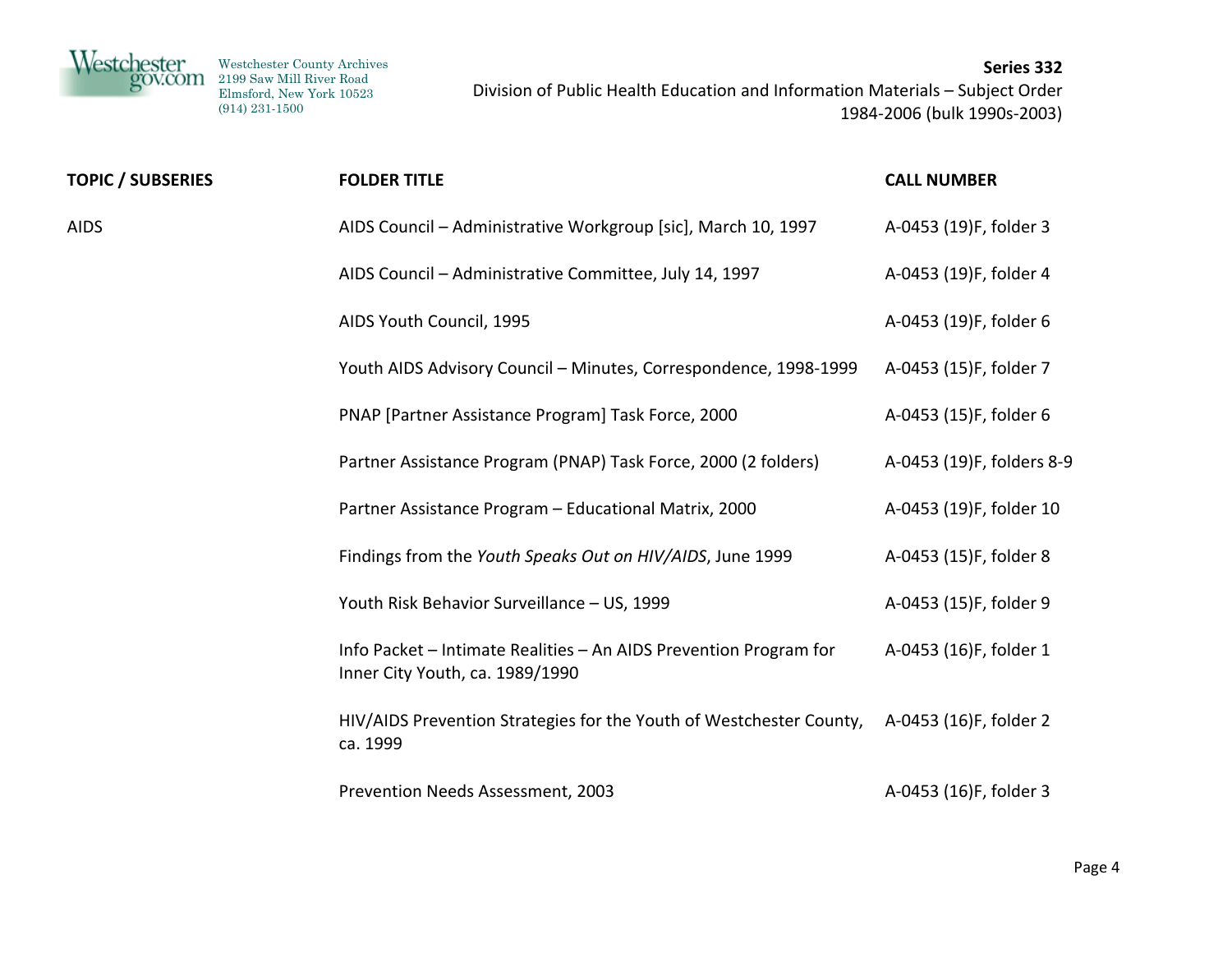| TOPIC / SUBSERIES | FOLDER TITLE | CALL NUMBER |
|---|---|---|
| AIDS | AIDS Council – Administrative Workgroup [sic], March 10, 1997 | A-0453 (19)F, folder 3 |
| | AIDS Council – Administrative Committee, July 14, 1997 | A-0453 (19)F, folder 4 |
| | AIDS Youth Council, 1995 | A-0453 (19)F, folder 6 |
| | Youth AIDS Advisory Council – Minutes, Correspondence, 1998-1999 | A-0453 (15)F, folder 7 |
| | PNAP [Partner Assistance Program] Task Force, 2000 | A-0453 (15)F, folder 6 |
| | Partner Assistance Program (PNAP) Task Force, 2000 (2 folders) | A-0453 (19)F, folders 8-9 |
| | Partner Assistance Program – Educational Matrix, 2000 | A-0453 (19)F, folder 10 |
| | Findings from the *Youth Speaks Out on HIV/AIDS*, June 1999 | A-0453 (15)F, folder 8 |
| | Youth Risk Behavior Surveillance – US, 1999 | A-0453 (15)F, folder 9 |
| | Info Packet – Intimate Realities – An AIDS Prevention Program for Inner City Youth, ca. 1989/1990 | A-0453 (16)F, folder 1 |
| | HIV/AIDS Prevention Strategies for the Youth of Westchester County, ca. 1999 | A-0453 (16)F, folder 2 |
| | Prevention Needs Assessment, 2003 | A-0453 (16)F, folder 3 |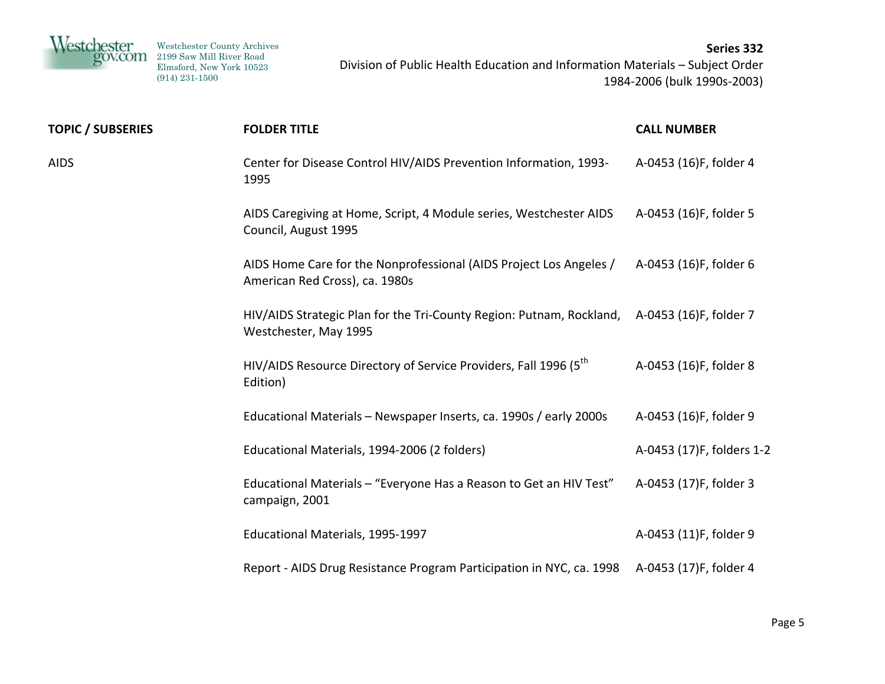| TOPIC / SUBSERIES | FOLDER TITLE | CALL NUMBER |
| --- | --- | --- |
| AIDS | Center for Disease Control HIV/AIDS Prevention Information, 1993-1995 | A-0453 (16)F, folder 4 |
| | AIDS Caregiving at Home, Script, 4 Module series, Westchester AIDS Council, August 1995 | A-0453 (16)F, folder 5 |
| | AIDS Home Care for the Nonprofessional (AIDS Project Los Angeles / American Red Cross), ca. 1980s | A-0453 (16)F, folder 6 |
| | HIV/AIDS Strategic Plan for the Tri-County Region: Putnam, Rockland, Westchester, May 1995 | A-0453 (16)F, folder 7 |
| | HIV/AIDS Resource Directory of Service Providers, Fall 1996 (5th Edition) | A-0453 (16)F, folder 8 |
| | Educational Materials – Newspaper Inserts, ca. 1990s / early 2000s | A-0453 (16)F, folder 9 |
| | Educational Materials, 1994-2006 (2 folders) | A-0453 (17)F, folders 1-2 |
| | Educational Materials – "Everyone Has a Reason to Get an HIV Test" campaign, 2001 | A-0453 (17)F, folder 3 |
| | Educational Materials, 1995-1997 | A-0453 (11)F, folder 9 |
| | Report - AIDS Drug Resistance Program Participation in NYC, ca. 1998 | A-0453 (17)F, folder 4 |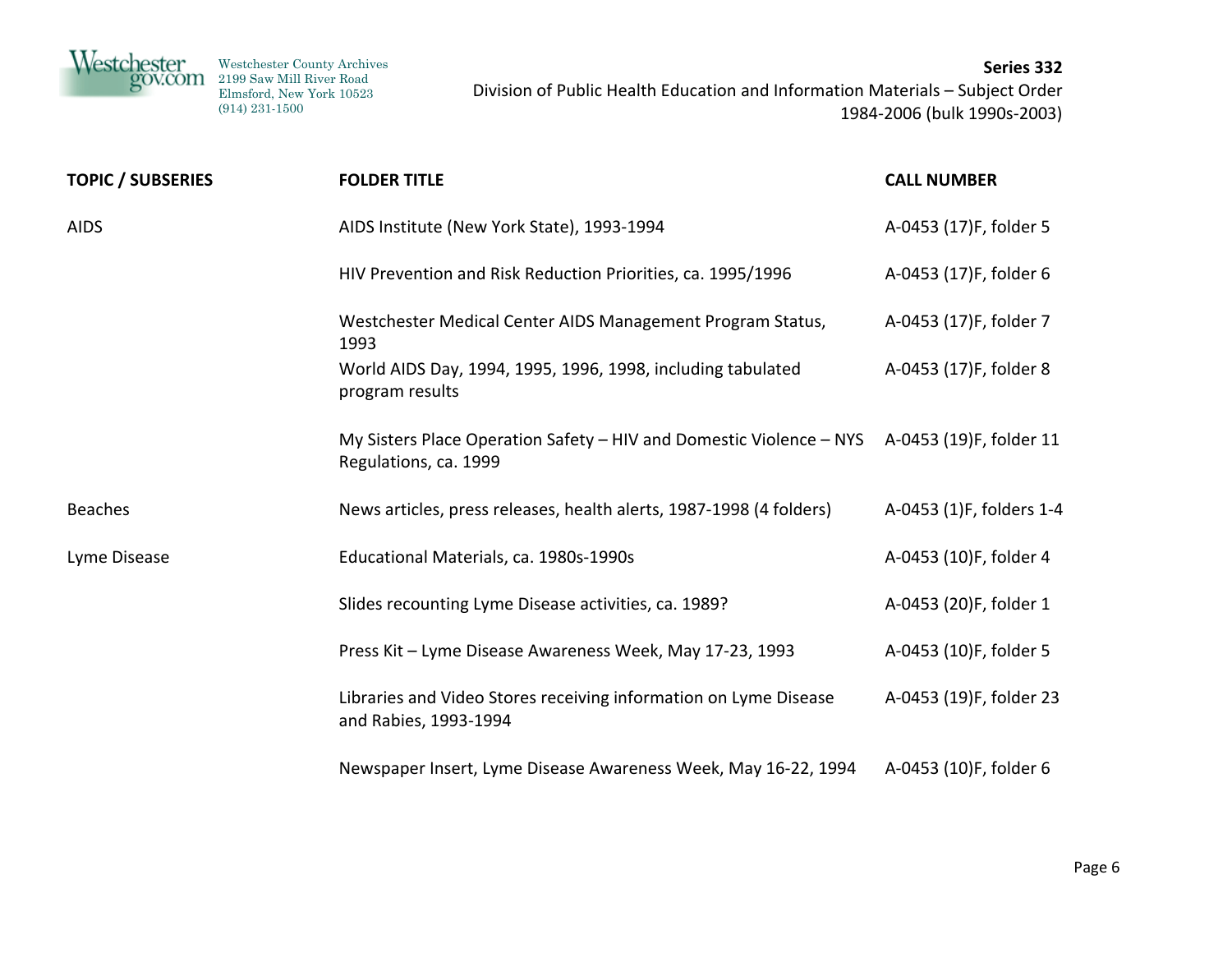| TOPIC / SUBSERIES | FOLDER TITLE | CALL NUMBER |
| --- | --- | --- |
| AIDS | AIDS Institute (New York State), 1993-1994 | A-0453 (17)F, folder 5 |
| | HIV Prevention and Risk Reduction Priorities, ca. 1995/1996 | A-0453 (17)F, folder 6 |
| | Westchester Medical Center AIDS Management Program Status, 1993 | A-0453 (17)F, folder 7 |
| | World AIDS Day, 1994, 1995, 1996, 1998, including tabulated program results | A-0453 (17)F, folder 8 |
| | My Sisters Place Operation Safety – HIV and Domestic Violence – NYS Regulations, ca. 1999 | A-0453 (19)F, folder 11 |
| Beaches | News articles, press releases, health alerts, 1987-1998 (4 folders) | A-0453 (1)F, folders 1-4 |
| Lyme Disease | Educational Materials, ca. 1980s-1990s | A-0453 (10)F, folder 4 |
| | Slides recounting Lyme Disease activities, ca. 1989? | A-0453 (20)F, folder 1 |
| | Press Kit – Lyme Disease Awareness Week, May 17-23, 1993 | A-0453 (10)F, folder 5 |
| | Libraries and Video Stores receiving information on Lyme Disease and Rabies, 1993-1994 | A-0453 (19)F, folder 23 |
| | Newspaper Insert, Lyme Disease Awareness Week, May 16-22, 1994 | A-0453 (10)F, folder 6 |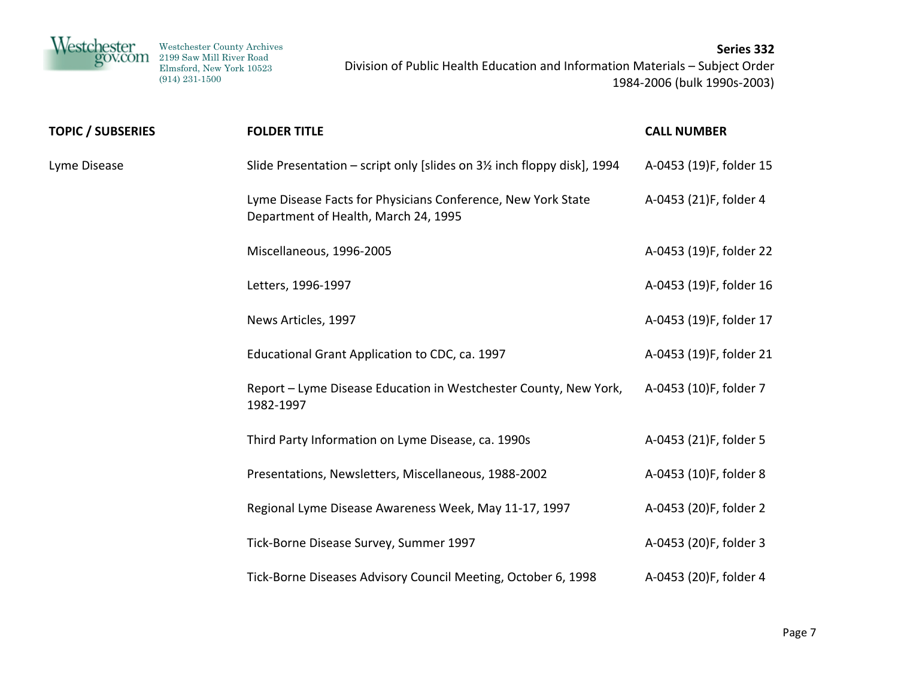| TOPIC / SUBSERIES | FOLDER TITLE | CALL NUMBER |
|---|---|---|
| Lyme Disease | Slide Presentation – script only [slides on 3½ inch floppy disk], 1994 | A-0453 (19)F, folder 15 |
| | Lyme Disease Facts for Physicians Conference, New York State Department of Health, March 24, 1995 | A-0453 (21)F, folder 4 |
| | Miscellaneous, 1996-2005 | A-0453 (19)F, folder 22 |
| | Letters, 1996-1997 | A-0453 (19)F, folder 16 |
| | News Articles, 1997 | A-0453 (19)F, folder 17 |
| | Educational Grant Application to CDC, ca. 1997 | A-0453 (19)F, folder 21 |
| | Report – Lyme Disease Education in Westchester County, New York, 1982-1997 | A-0453 (10)F, folder 7 |
| | Third Party Information on Lyme Disease, ca. 1990s | A-0453 (21)F, folder 5 |
| | Presentations, Newsletters, Miscellaneous, 1988-2002 | A-0453 (10)F, folder 8 |
| | Regional Lyme Disease Awareness Week, May 11-17, 1997 | A-0453 (20)F, folder 2 |
| | Tick-Borne Disease Survey, Summer 1997 | A-0453 (20)F, folder 3 |
| | Tick-Borne Diseases Advisory Council Meeting, October 6, 1998 | A-0453 (20)F, folder 4 |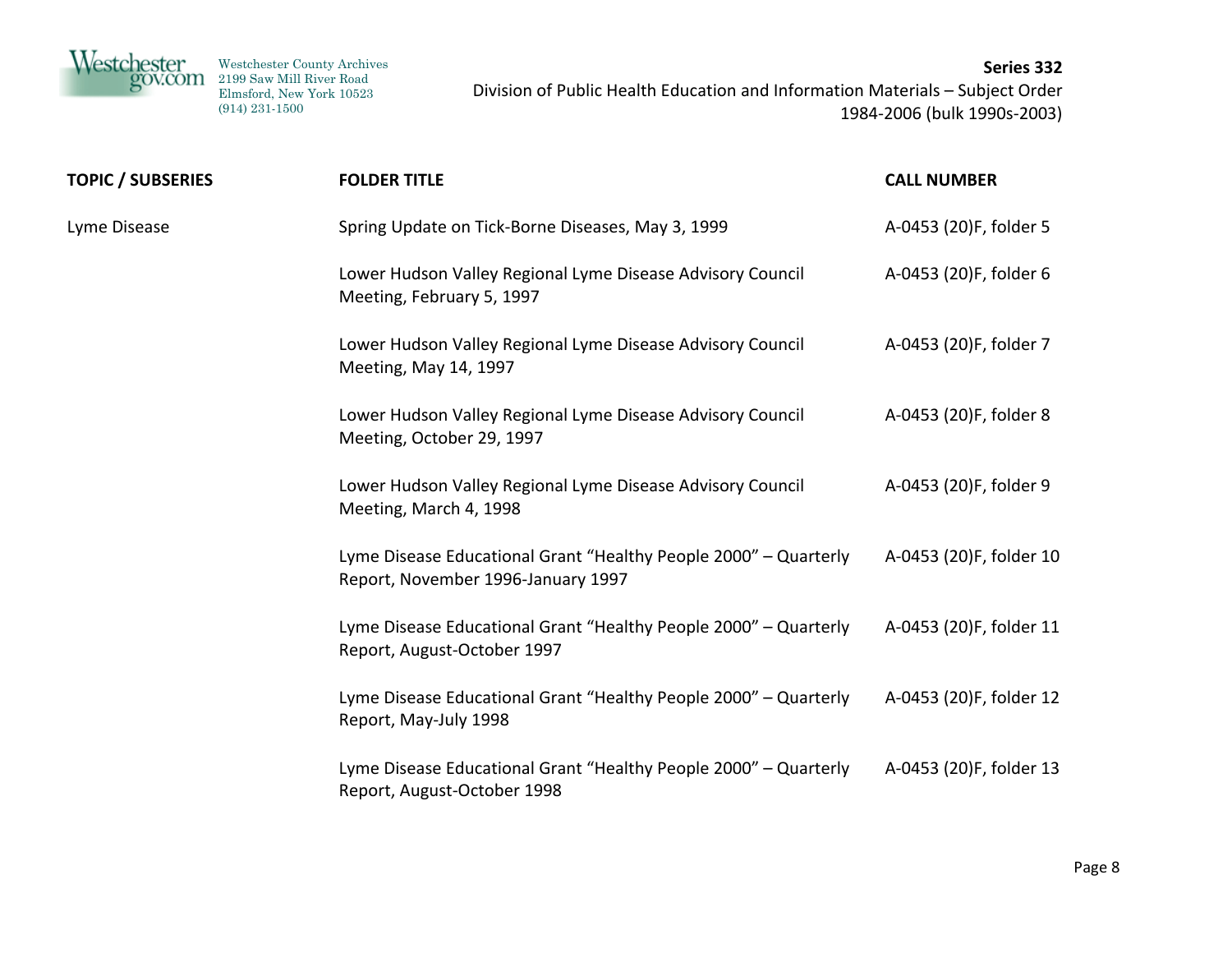| TOPIC / SUBSERIES | FOLDER TITLE | CALL NUMBER |
|---|---|---|
| Lyme Disease | Spring Update on Tick-Borne Diseases, May 3, 1999 | A-0453 (20)F, folder 5 |
| | Lower Hudson Valley Regional Lyme Disease Advisory Council Meeting, February 5, 1997 | A-0453 (20)F, folder 6 |
| | Lower Hudson Valley Regional Lyme Disease Advisory Council Meeting, May 14, 1997 | A-0453 (20)F, folder 7 |
| | Lower Hudson Valley Regional Lyme Disease Advisory Council Meeting, October 29, 1997 | A-0453 (20)F, folder 8 |
| | Lower Hudson Valley Regional Lyme Disease Advisory Council Meeting, March 4, 1998 | A-0453 (20)F, folder 9 |
| | Lyme Disease Educational Grant "Healthy People 2000" – Quarterly Report, November 1996-January 1997 | A-0453 (20)F, folder 10 |
| | Lyme Disease Educational Grant "Healthy People 2000" – Quarterly Report, August-October 1997 | A-0453 (20)F, folder 11 |
| | Lyme Disease Educational Grant "Healthy People 2000" – Quarterly Report, May-July 1998 | A-0453 (20)F, folder 12 |
| | Lyme Disease Educational Grant "Healthy People 2000" – Quarterly Report, August-October 1998 | A-0453 (20)F, folder 13 |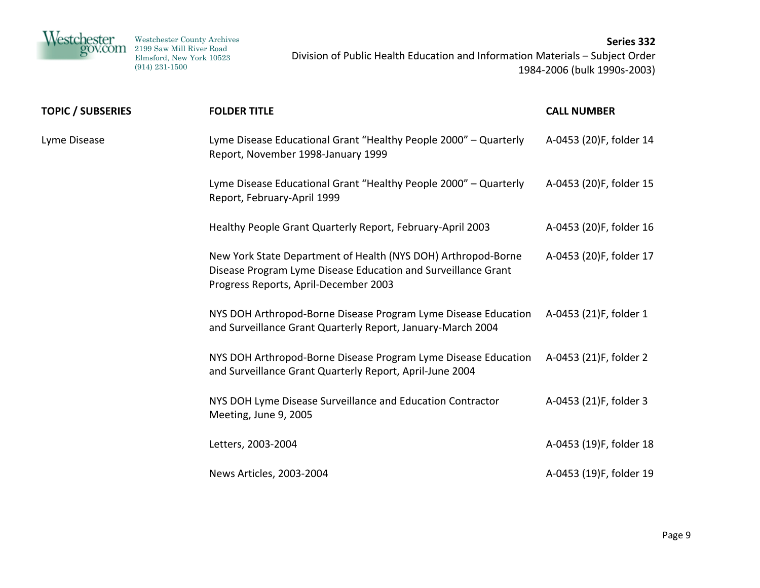| TOPIC / SUBSERIES | FOLDER TITLE | CALL NUMBER |
|---|---|---|
| Lyme Disease | Lyme Disease Educational Grant “Healthy People 2000” – Quarterly Report, November 1998-January 1999 | A-0453 (20)F, folder 14 |
| | Lyme Disease Educational Grant “Healthy People 2000” – Quarterly Report, February-April 1999 | A-0453 (20)F, folder 15 |
| | Healthy People Grant Quarterly Report, February-April 2003 | A-0453 (20)F, folder 16 |
| | New York State Department of Health (NYS DOH) Arthropod-Borne Disease Program Lyme Disease Education and Surveillance Grant Progress Reports, April-December 2003 | A-0453 (20)F, folder 17 |
| | NYS DOH Arthropod-Borne Disease Program Lyme Disease Education and Surveillance Grant Quarterly Report, January-March 2004 | A-0453 (21)F, folder 1 |
| | NYS DOH Arthropod-Borne Disease Program Lyme Disease Education and Surveillance Grant Quarterly Report, April-June 2004 | A-0453 (21)F, folder 2 |
| | NYS DOH Lyme Disease Surveillance and Education Contractor Meeting, June 9, 2005 | A-0453 (21)F, folder 3 |
| | Letters, 2003-2004 | A-0453 (19)F, folder 18 |
| | News Articles, 2003-2004 | A-0453 (19)F, folder 19 |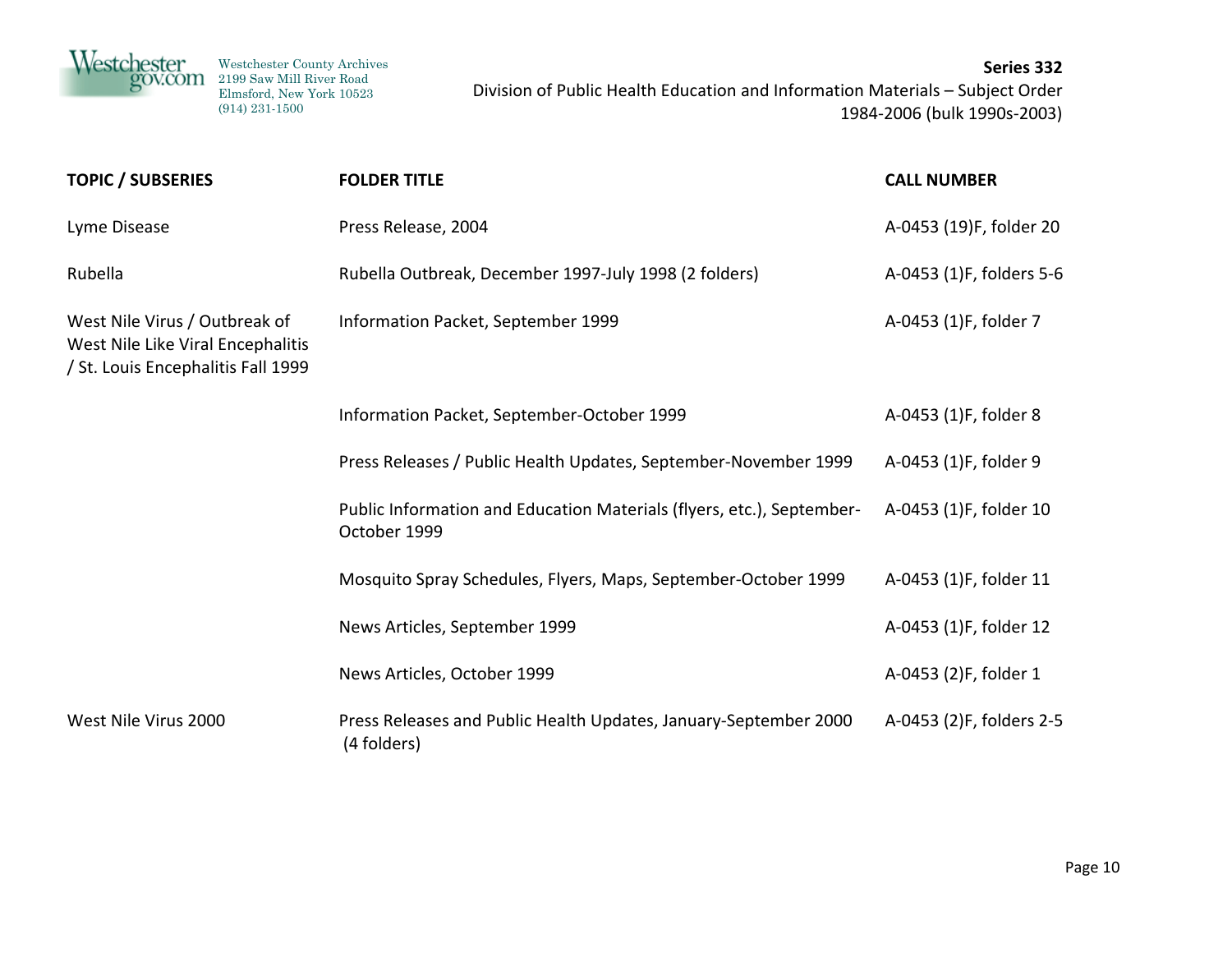| TOPIC / SUBSERIES | FOLDER TITLE | CALL NUMBER |
|---|---|---|
| Lyme Disease | Press Release, 2004 | A-0453 (19)F, folder 20 |
| Rubella | Rubella Outbreak, December 1997-July 1998 (2 folders) | A-0453 (1)F, folders 5-6 |
| West Nile Virus / Outbreak of West Nile Like Viral Encephalitis / St. Louis Encephalitis Fall 1999 | Information Packet, September 1999 | A-0453 (1)F, folder 7 |
| | Information Packet, September-October 1999 | A-0453 (1)F, folder 8 |
| | Press Releases / Public Health Updates, September-November 1999 | A-0453 (1)F, folder 9 |
| | Public Information and Education Materials (flyers, etc.), September-October 1999 | A-0453 (1)F, folder 10 |
| | Mosquito Spray Schedules, Flyers, Maps, September-October 1999 | A-0453 (1)F, folder 11 |
| | News Articles, September 1999 | A-0453 (1)F, folder 12 |
| | News Articles, October 1999 | A-0453 (2)F, folder 1 |
| West Nile Virus 2000 | Press Releases and Public Health Updates, January-September 2000 (4 folders) | A-0453 (2)F, folders 2-5 |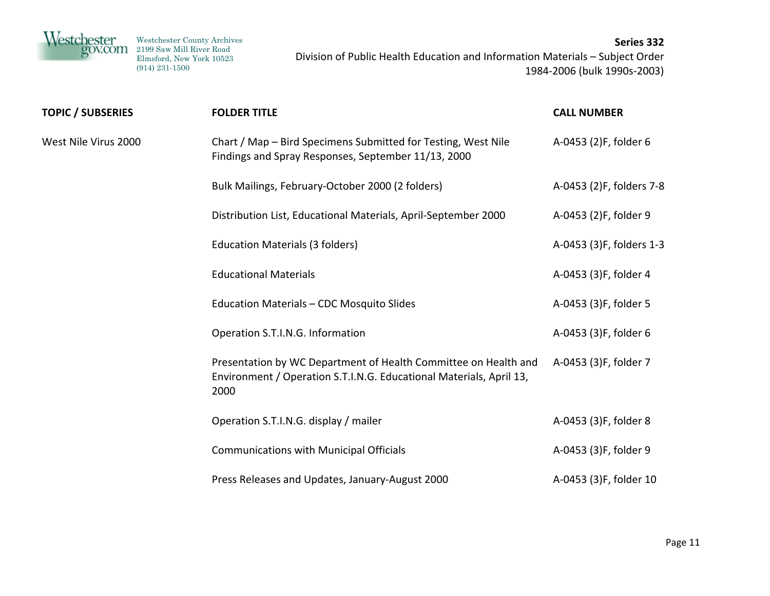| TOPIC / SUBSERIES | FOLDER TITLE | CALL NUMBER |
|---|---|---|
| West Nile Virus 2000 | Chart / Map – Bird Specimens Submitted for Testing, West Nile Findings and Spray Responses, September 11/13, 2000 | A-0453 (2)F, folder 6 |
| | Bulk Mailings, February-October 2000 (2 folders) | A-0453 (2)F, folders 7-8 |
| | Distribution List, Educational Materials, April-September 2000 | A-0453 (2)F, folder 9 |
| | Education Materials (3 folders) | A-0453 (3)F, folders 1-3 |
| | Educational Materials | A-0453 (3)F, folder 4 |
| | Education Materials – CDC Mosquito Slides | A-0453 (3)F, folder 5 |
| | Operation S.T.I.N.G. Information | A-0453 (3)F, folder 6 |
| | Presentation by WC Department of Health Committee on Health and Environment / Operation S.T.I.N.G. Educational Materials, April 13, 2000 | A-0453 (3)F, folder 7 |
| | Operation S.T.I.N.G. display / mailer | A-0453 (3)F, folder 8 |
| | Communications with Municipal Officials | A-0453 (3)F, folder 9 |
| | Press Releases and Updates, January-August 2000 | A-0453 (3)F, folder 10 |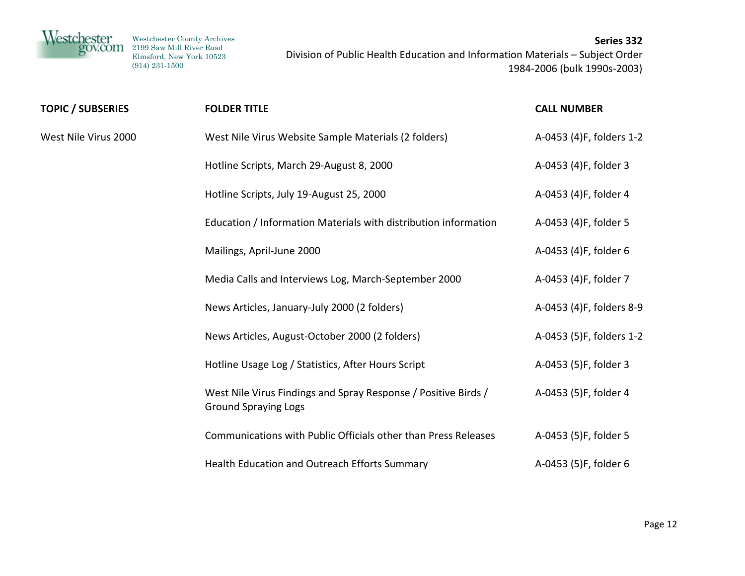| TOPIC / SUBSERIES | FOLDER TITLE | CALL NUMBER |
|---|---|---|
| West Nile Virus 2000 | West Nile Virus Website Sample Materials (2 folders) | A-0453 (4)F, folders 1-2 |
| | Hotline Scripts, March 29-August 8, 2000 | A-0453 (4)F, folder 3 |
| | Hotline Scripts, July 19-August 25, 2000 | A-0453 (4)F, folder 4 |
| | Education / Information Materials with distribution information | A-0453 (4)F, folder 5 |
| | Mailings, April-June 2000 | A-0453 (4)F, folder 6 |
| | Media Calls and Interviews Log, March-September 2000 | A-0453 (4)F, folder 7 |
| | News Articles, January-July 2000 (2 folders) | A-0453 (4)F, folders 8-9 |
| | News Articles, August-October 2000 (2 folders) | A-0453 (5)F, folders 1-2 |
| | Hotline Usage Log / Statistics, After Hours Script | A-0453 (5)F, folder 3 |
| | West Nile Virus Findings and Spray Response / Positive Birds / Ground Spraying Logs | A-0453 (5)F, folder 4 |
| | Communications with Public Officials other than Press Releases | A-0453 (5)F, folder 5 |
| | Health Education and Outreach Efforts Summary | A-0453 (5)F, folder 6 |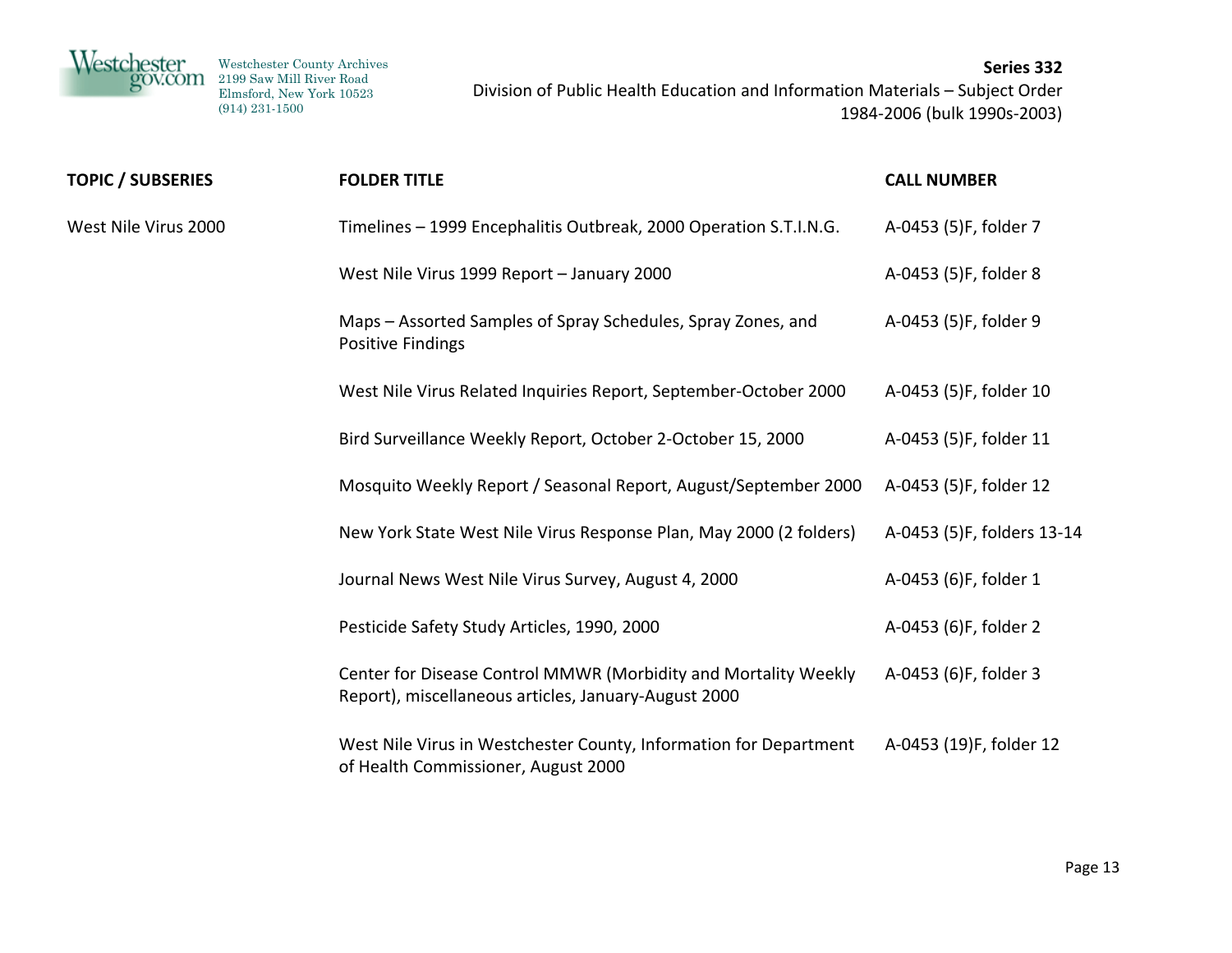| TOPIC / SUBSERIES | FOLDER TITLE | CALL NUMBER |
|---|---|---|
| West Nile Virus 2000 | Timelines – 1999 Encephalitis Outbreak, 2000 Operation S.T.I.N.G. | A-0453 (5)F, folder 7 |
| | West Nile Virus 1999 Report – January 2000 | A-0453 (5)F, folder 8 |
| | Maps – Assorted Samples of Spray Schedules, Spray Zones, and Positive Findings | A-0453 (5)F, folder 9 |
| | West Nile Virus Related Inquiries Report, September-October 2000 | A-0453 (5)F, folder 10 |
| | Bird Surveillance Weekly Report, October 2-October 15, 2000 | A-0453 (5)F, folder 11 |
| | Mosquito Weekly Report / Seasonal Report, August/September 2000 | A-0453 (5)F, folder 12 |
| | New York State West Nile Virus Response Plan, May 2000 (2 folders) | A-0453 (5)F, folders 13-14 |
| | Journal News West Nile Virus Survey, August 4, 2000 | A-0453 (6)F, folder 1 |
| | Pesticide Safety Study Articles, 1990, 2000 | A-0453 (6)F, folder 2 |
| | Center for Disease Control MMWR (Morbidity and Mortality Weekly Report), miscellaneous articles, January-August 2000 | A-0453 (6)F, folder 3 |
| | West Nile Virus in Westchester County, Information for Department of Health Commissioner, August 2000 | A-0453 (19)F, folder 12 |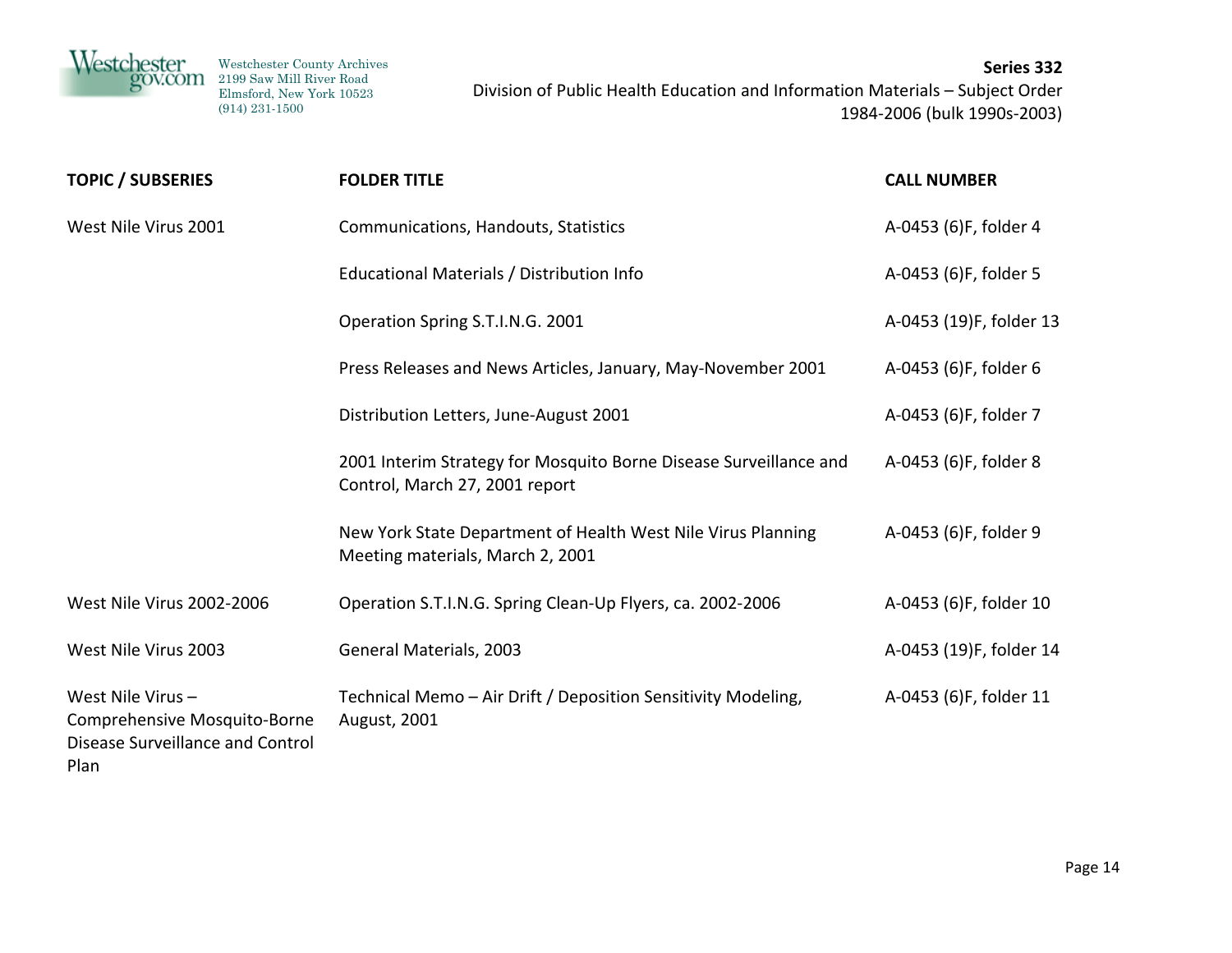| TOPIC / SUBSERIES | FOLDER TITLE | CALL NUMBER |
|---|---|---|
| West Nile Virus 2001 | Communications, Handouts, Statistics | A-0453 (6)F, folder 4 |
| | Educational Materials / Distribution Info | A-0453 (6)F, folder 5 |
| | Operation Spring S.T.I.N.G. 2001 | A-0453 (19)F, folder 13 |
| | Press Releases and News Articles, January, May-November 2001 | A-0453 (6)F, folder 6 |
| | Distribution Letters, June-August 2001 | A-0453 (6)F, folder 7 |
| | 2001 Interim Strategy for Mosquito Borne Disease Surveillance and Control, March 27, 2001 report | A-0453 (6)F, folder 8 |
| | New York State Department of Health West Nile Virus Planning Meeting materials, March 2, 2001 | A-0453 (6)F, folder 9 |
| West Nile Virus 2002-2006 | Operation S.T.I.N.G. Spring Clean-Up Flyers, ca. 2002-2006 | A-0453 (6)F, folder 10 |
| West Nile Virus 2003 | General Materials, 2003 | A-0453 (19)F, folder 14 |
| West Nile Virus – Comprehensive Mosquito-Borne Disease Surveillance and Control Plan | Technical Memo – Air Drift / Deposition Sensitivity Modeling, August, 2001 | A-0453 (6)F, folder 11 |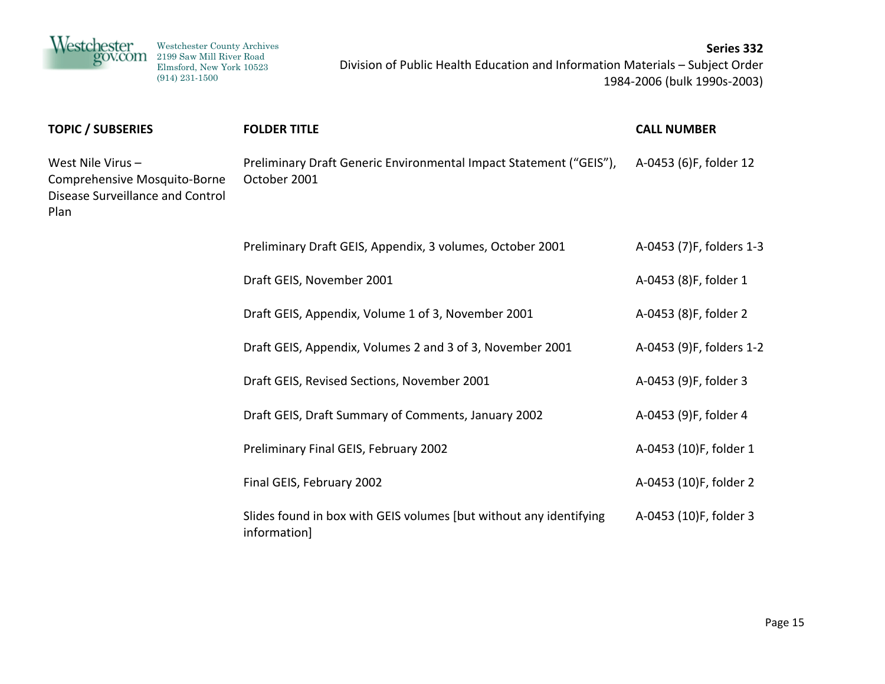| TOPIC / SUBSERIES | FOLDER TITLE | CALL NUMBER |
| --- | --- | --- |
| West Nile Virus – Comprehensive Mosquito-Borne Disease Surveillance and Control Plan | Preliminary Draft Generic Environmental Impact Statement (“GEIS”), October 2001 | A-0453 (6)F, folder 12 |
| | Preliminary Draft GEIS, Appendix, 3 volumes, October 2001 | A-0453 (7)F, folders 1-3 |
| | Draft GEIS, November 2001 | A-0453 (8)F, folder 1 |
| | Draft GEIS, Appendix, Volume 1 of 3, November 2001 | A-0453 (8)F, folder 2 |
| | Draft GEIS, Appendix, Volumes 2 and 3 of 3, November 2001 | A-0453 (9)F, folders 1-2 |
| | Draft GEIS, Revised Sections, November 2001 | A-0453 (9)F, folder 3 |
| | Draft GEIS, Draft Summary of Comments, January 2002 | A-0453 (9)F, folder 4 |
| | Preliminary Final GEIS, February 2002 | A-0453 (10)F, folder 1 |
| | Final GEIS, February 2002 | A-0453 (10)F, folder 2 |
| | Slides found in box with GEIS volumes [but without any identifying information] | A-0453 (10)F, folder 3 |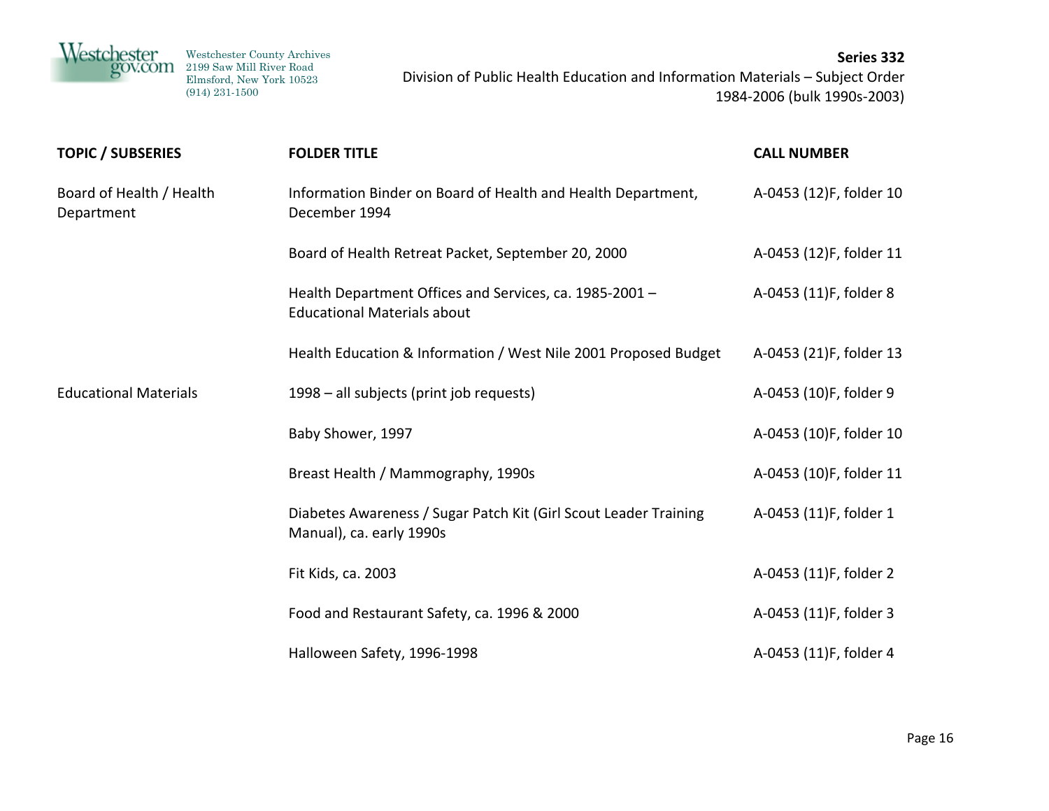| TOPIC / SUBSERIES | FOLDER TITLE | CALL NUMBER |
| --- | --- | --- |
| Board of Health / Health Department | Information Binder on Board of Health and Health Department, December 1994 | A-0453 (12)F, folder 10 |
| | Board of Health Retreat Packet, September 20, 2000 | A-0453 (12)F, folder 11 |
| | Health Department Offices and Services, ca. 1985-2001 – Educational Materials about | A-0453 (11)F, folder 8 |
| | Health Education & Information / West Nile 2001 Proposed Budget | A-0453 (21)F, folder 13 |
| Educational Materials | 1998 – all subjects (print job requests) | A-0453 (10)F, folder 9 |
| | Baby Shower, 1997 | A-0453 (10)F, folder 10 |
| | Breast Health / Mammography, 1990s | A-0453 (10)F, folder 11 |
| | Diabetes Awareness / Sugar Patch Kit (Girl Scout Leader Training Manual), ca. early 1990s | A-0453 (11)F, folder 1 |
| | Fit Kids, ca. 2003 | A-0453 (11)F, folder 2 |
| | Food and Restaurant Safety, ca. 1996 & 2000 | A-0453 (11)F, folder 3 |
| | Halloween Safety, 1996-1998 | A-0453 (11)F, folder 4 |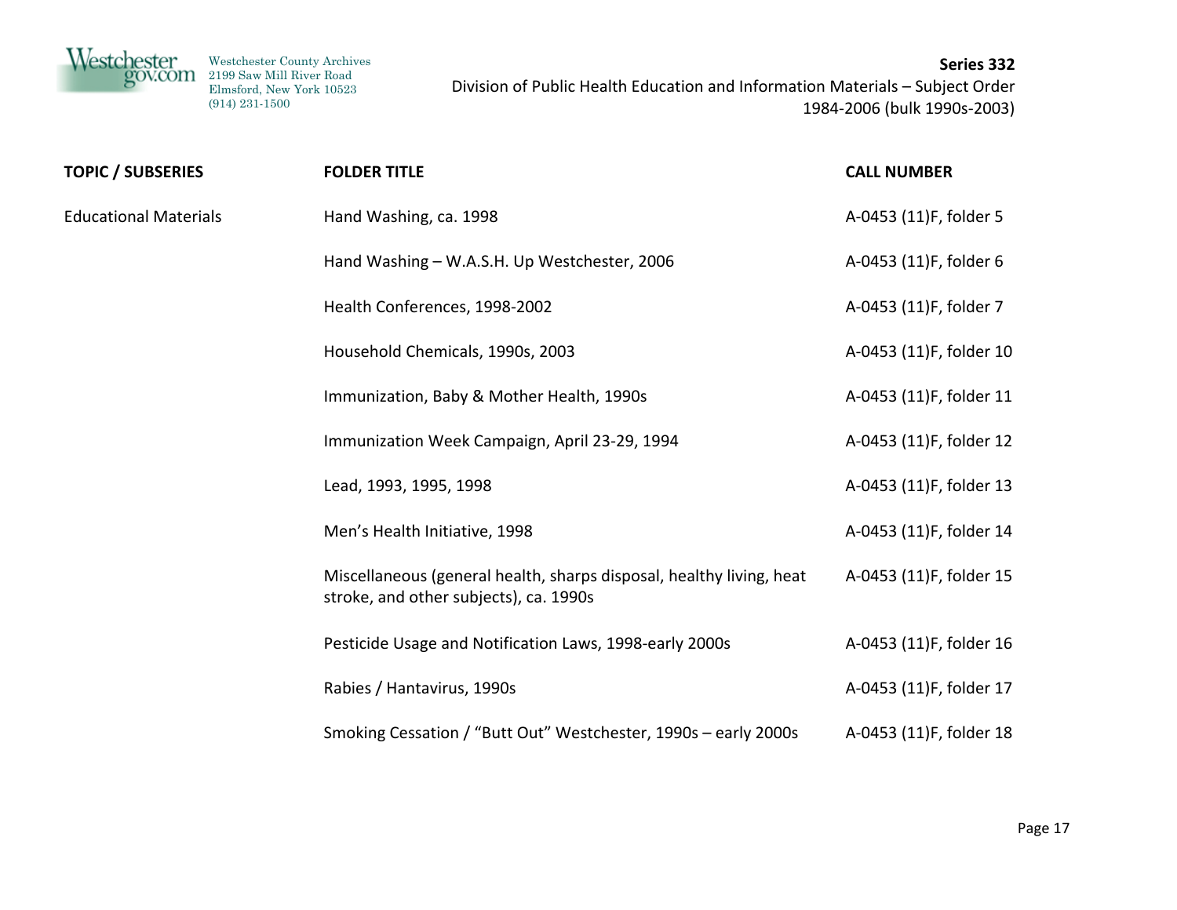| TOPIC / SUBSERIES | FOLDER TITLE | CALL NUMBER |
|---|---|---|
| Educational Materials | Hand Washing, ca. 1998 | A-0453 (11)F, folder 5 |
| | Hand Washing – W.A.S.H. Up Westchester, 2006 | A-0453 (11)F, folder 6 |
| | Health Conferences, 1998-2002 | A-0453 (11)F, folder 7 |
| | Household Chemicals, 1990s, 2003 | A-0453 (11)F, folder 10 |
| | Immunization, Baby & Mother Health, 1990s | A-0453 (11)F, folder 11 |
| | Immunization Week Campaign, April 23-29, 1994 | A-0453 (11)F, folder 12 |
| | Lead, 1993, 1995, 1998 | A-0453 (11)F, folder 13 |
| | Men's Health Initiative, 1998 | A-0453 (11)F, folder 14 |
| | Miscellaneous (general health, sharps disposal, healthy living, heat stroke, and other subjects), ca. 1990s | A-0453 (11)F, folder 15 |
| | Pesticide Usage and Notification Laws, 1998-early 2000s | A-0453 (11)F, folder 16 |
| | Rabies / Hantavirus, 1990s | A-0453 (11)F, folder 17 |
| | Smoking Cessation / "Butt Out" Westchester, 1990s – early 2000s | A-0453 (11)F, folder 18 |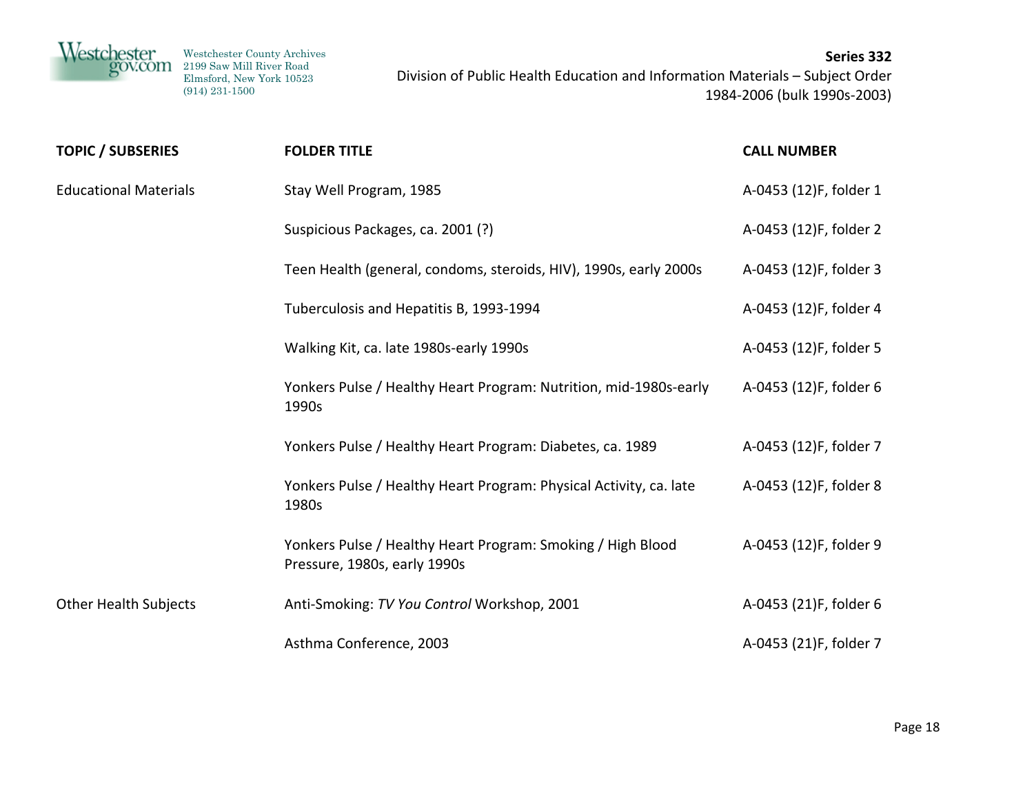| TOPIC / SUBSERIES | FOLDER TITLE | CALL NUMBER |
|---|---|---|
| Educational Materials | Stay Well Program, 1985 | A-0453 (12)F, folder 1 |
| | Suspicious Packages, ca. 2001 (?) | A-0453 (12)F, folder 2 |
| | Teen Health (general, condoms, steroids, HIV), 1990s, early 2000s | A-0453 (12)F, folder 3 |
| | Tuberculosis and Hepatitis B, 1993-1994 | A-0453 (12)F, folder 4 |
| | Walking Kit, ca. late 1980s-early 1990s | A-0453 (12)F, folder 5 |
| | Yonkers Pulse / Healthy Heart Program: Nutrition, mid-1980s-early 1990s | A-0453 (12)F, folder 6 |
| | Yonkers Pulse / Healthy Heart Program: Diabetes, ca. 1989 | A-0453 (12)F, folder 7 |
| | Yonkers Pulse / Healthy Heart Program: Physical Activity, ca. late 1980s | A-0453 (12)F, folder 8 |
| | Yonkers Pulse / Healthy Heart Program: Smoking / High Blood Pressure, 1980s, early 1990s | A-0453 (12)F, folder 9 |
| Other Health Subjects | Anti-Smoking: *TV You Control* Workshop, 2001 | A-0453 (21)F, folder 6 |
| | Asthma Conference, 2003 | A-0453 (21)F, folder 7 |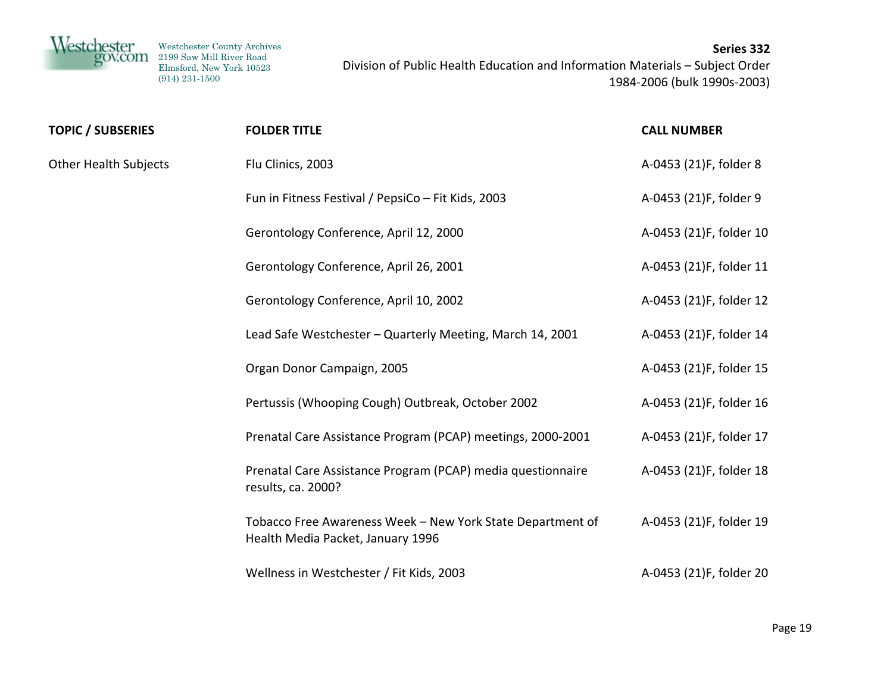| TOPIC / SUBSERIES | FOLDER TITLE | CALL NUMBER |
|---|---|---|
| Other Health Subjects | Flu Clinics, 2003 | A-0453 (21)F, folder 8 |
| | Fun in Fitness Festival / PepsiCo – Fit Kids, 2003 | A-0453 (21)F, folder 9 |
| | Gerontology Conference, April 12, 2000 | A-0453 (21)F, folder 10 |
| | Gerontology Conference, April 26, 2001 | A-0453 (21)F, folder 11 |
| | Gerontology Conference, April 10, 2002 | A-0453 (21)F, folder 12 |
| | Lead Safe Westchester – Quarterly Meeting, March 14, 2001 | A-0453 (21)F, folder 14 |
| | Organ Donor Campaign, 2005 | A-0453 (21)F, folder 15 |
| | Pertussis (Whooping Cough) Outbreak, October 2002 | A-0453 (21)F, folder 16 |
| | Prenatal Care Assistance Program (PCAP) meetings, 2000-2001 | A-0453 (21)F, folder 17 |
| | Prenatal Care Assistance Program (PCAP) media questionnaire results, ca. 2000? | A-0453 (21)F, folder 18 |
| | Tobacco Free Awareness Week – New York State Department of Health Media Packet, January 1996 | A-0453 (21)F, folder 19 |
| | Wellness in Westchester / Fit Kids, 2003 | A-0453 (21)F, folder 20 |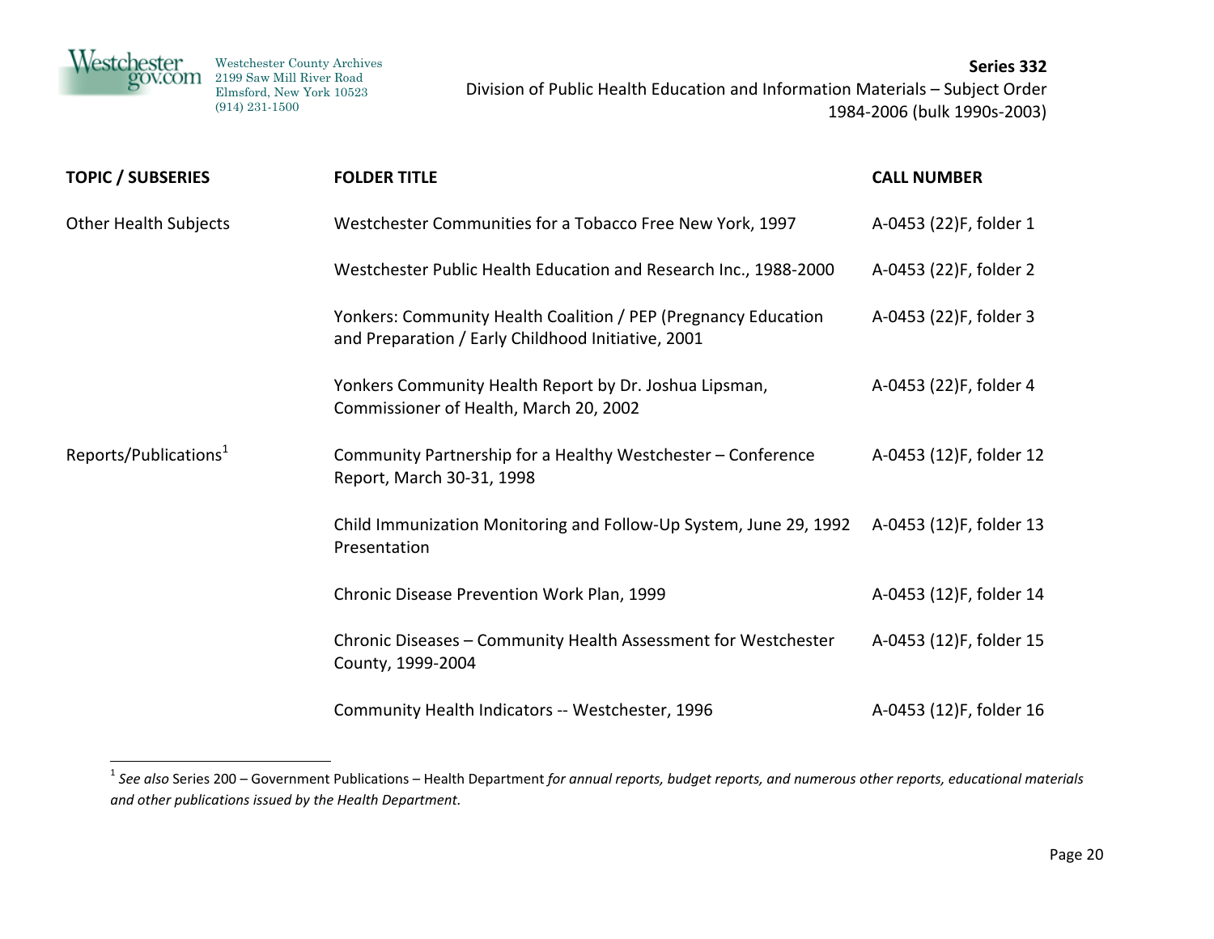| TOPIC / SUBSERIES | FOLDER TITLE | CALL NUMBER |
|---|---|---|
| Other Health Subjects | Westchester Communities for a Tobacco Free New York, 1997 | A-0453 (22)F, folder 1 |
| | Westchester Public Health Education and Research Inc., 1988-2000 | A-0453 (22)F, folder 2 |
| | Yonkers: Community Health Coalition / PEP (Pregnancy Education and Preparation / Early Childhood Initiative, 2001 | A-0453 (22)F, folder 3 |
| | Yonkers Community Health Report by Dr. Joshua Lipsman, Commissioner of Health, March 20, 2002 | A-0453 (22)F, folder 4 |
| Reports/Publications[1] | Community Partnership for a Healthy Westchester – Conference Report, March 30-31, 1998 | A-0453 (12)F, folder 12 |
| | Child Immunization Monitoring and Follow-Up System, June 29, 1992 Presentation | A-0453 (12)F, folder 13 |
| | Chronic Disease Prevention Work Plan, 1999 | A-0453 (12)F, folder 14 |
| | Chronic Diseases – Community Health Assessment for Westchester County, 1999-2004 | A-0453 (12)F, folder 15 |
| | Community Health Indicators -- Westchester, 1996 | A-0453 (12)F, folder 16 |

[1] *See also* Series 200 – Government Publications – Health Department *for annual reports, budget reports, and numerous other reports, educational materials and other publications issued by the Health Department.*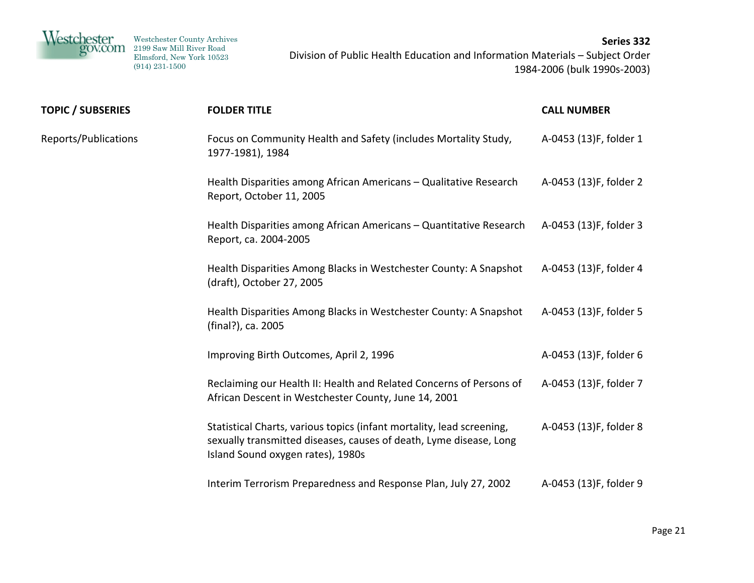| TOPIC / SUBSERIES | FOLDER TITLE | CALL NUMBER |
|---|---|---|
| Reports/Publications | Focus on Community Health and Safety (includes Mortality Study, 1977-1981), 1984 | A-0453 (13)F, folder 1 |
| | Health Disparities among African Americans – Qualitative Research Report, October 11, 2005 | A-0453 (13)F, folder 2 |
| | Health Disparities among African Americans – Quantitative Research Report, ca. 2004-2005 | A-0453 (13)F, folder 3 |
| | Health Disparities Among Blacks in Westchester County: A Snapshot (draft), October 27, 2005 | A-0453 (13)F, folder 4 |
| | Health Disparities Among Blacks in Westchester County: A Snapshot (final?), ca. 2005 | A-0453 (13)F, folder 5 |
| | Improving Birth Outcomes, April 2, 1996 | A-0453 (13)F, folder 6 |
| | Reclaiming our Health II: Health and Related Concerns of Persons of African Descent in Westchester County, June 14, 2001 | A-0453 (13)F, folder 7 |
| | Statistical Charts, various topics (infant mortality, lead screening, sexually transmitted diseases, causes of death, Lyme disease, Long Island Sound oxygen rates), 1980s | A-0453 (13)F, folder 8 |
| | Interim Terrorism Preparedness and Response Plan, July 27, 2002 | A-0453 (13)F, folder 9 |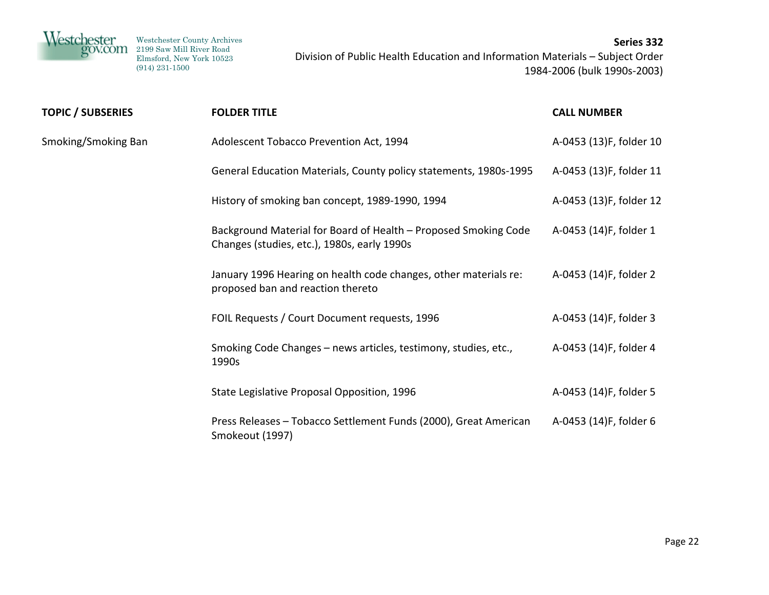| TOPIC / SUBSERIES | FOLDER TITLE | CALL NUMBER |
| --- | --- | --- |
| Smoking/Smoking Ban | Adolescent Tobacco Prevention Act, 1994 | A-0453 (13)F, folder 10 |
| | General Education Materials, County policy statements, 1980s-1995 | A-0453 (13)F, folder 11 |
| | History of smoking ban concept, 1989-1990, 1994 | A-0453 (13)F, folder 12 |
| | Background Material for Board of Health – Proposed Smoking Code Changes (studies, etc.), 1980s, early 1990s | A-0453 (14)F, folder 1 |
| | January 1996 Hearing on health code changes, other materials re: proposed ban and reaction thereto | A-0453 (14)F, folder 2 |
| | FOIL Requests / Court Document requests, 1996 | A-0453 (14)F, folder 3 |
| | Smoking Code Changes – news articles, testimony, studies, etc., 1990s | A-0453 (14)F, folder 4 |
| | State Legislative Proposal Opposition, 1996 | A-0453 (14)F, folder 5 |
| | Press Releases – Tobacco Settlement Funds (2000), Great American Smokeout (1997) | A-0453 (14)F, folder 6 |